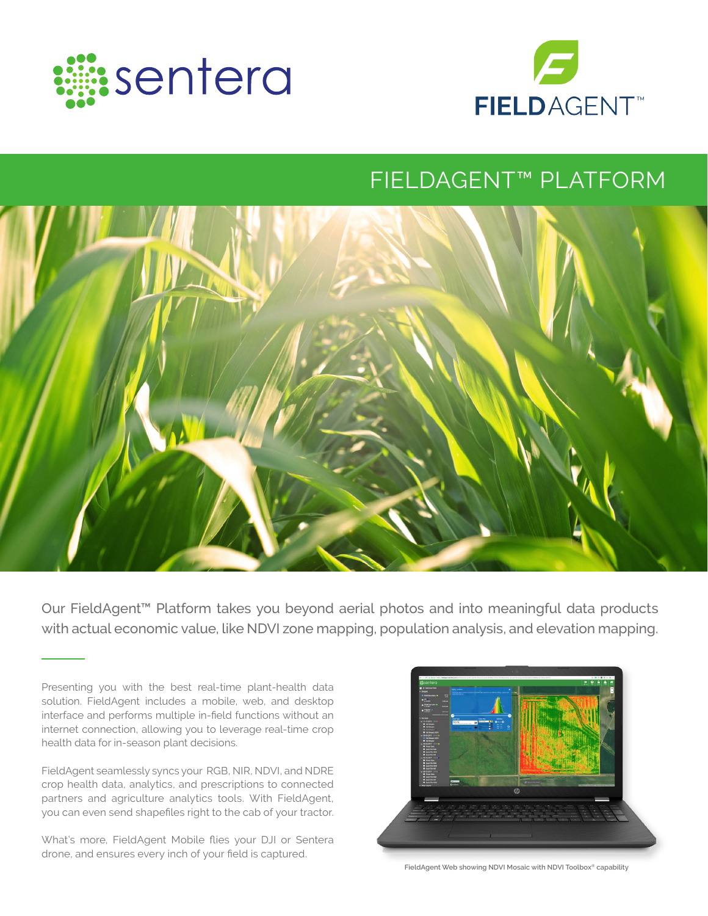sentera

FIELDAGENT™

# FIELDAGENT™ PLATFORM

Our FieldAgent™ Platform takes you beyond aerial photos and into meaningful data products with actual economic value, like NDVI zone mapping, population analysis, and elevation mapping.

Presenting you with the best real-time plant-health data solution. FieldAgent includes a mobile, web, and desktop interface and performs multiple in-field functions without an internet connection, allowing you to leverage real-time crop health data for in-season plant decisions.

FieldAgent seamlessly syncs your RGB, NIR, NDVI, and NDRE crop health data, analytics, and prescriptions to connected partners and agriculture analytics tools. With FieldAgent, you can even send shapefiles right to the cab of your tractor.

What's more, FieldAgent Mobile flies your DJI or Sentera drone, and ensures every inch of your field is captured.

FieldAgent Web showing NDVI Mosaic with NDVI Toolbox® capability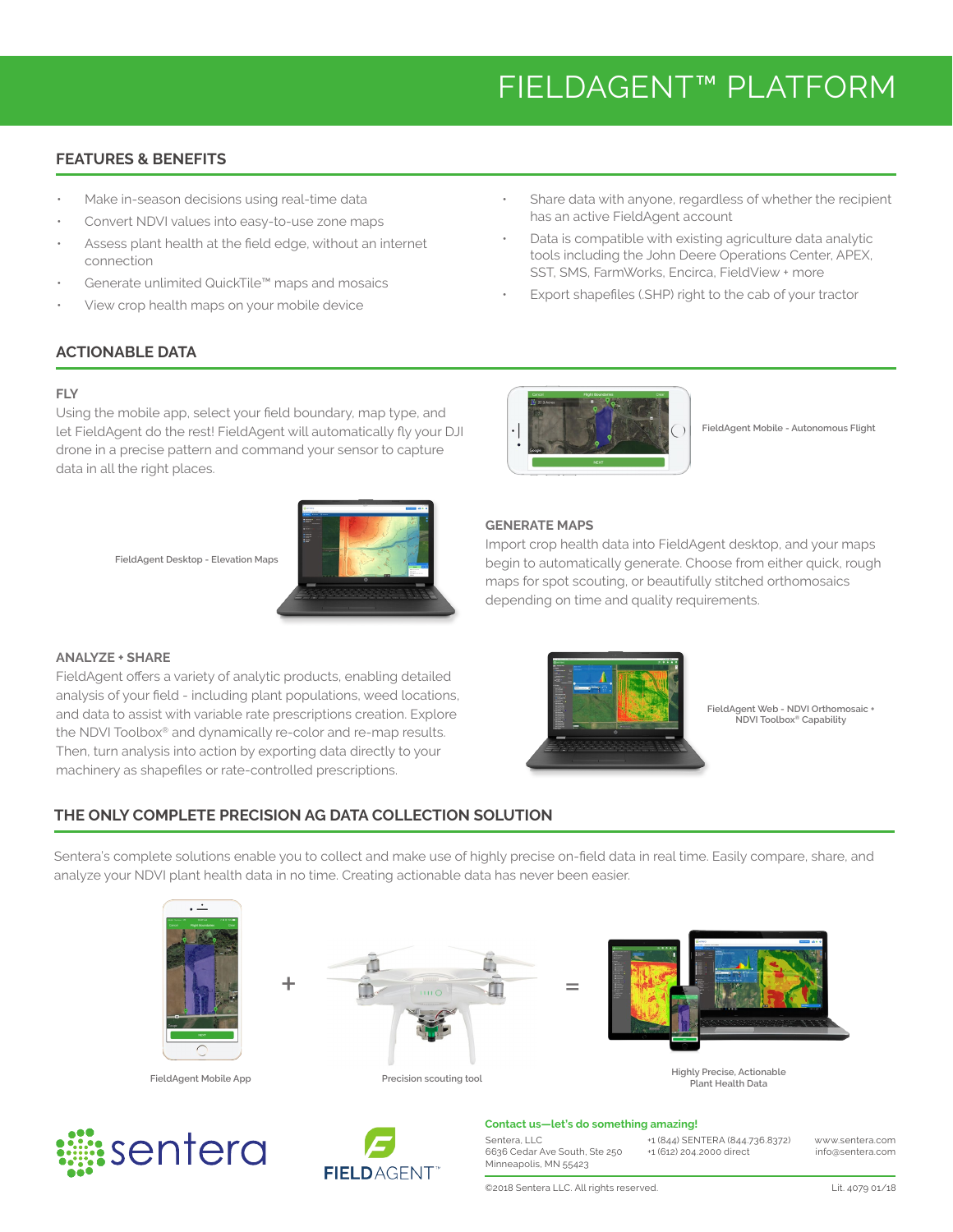# FIELDAGENT™ PLATFORM

## FEATURES & BENEFITS

- Make in-season decisions using real-time data
- Convert NDVI values into easy-to-use zone maps
- Assess plant health at the field edge, without an internet connection
- Generate unlimited QuickTile™ maps and mosaics
- View crop health maps on your mobile device
- Share data with anyone, regardless of whether the recipient has an active FieldAgent account
- Data is compatible with existing agriculture data analytic tools including the John Deere Operations Center, APEX, SST, SMS, FarmWorks, Encirca, FieldView + more
- Export shapefiles (.SHP) right to the cab of your tractor

## ACTIONABLE DATA

### FLY

Using the mobile app, select your field boundary, map type, and let FieldAgent do the rest! FieldAgent will automatically fly your DJI drone in a precise pattern and command your sensor to capture data in all the right places.

FieldAgent Mobile - Autonomous Flight

FieldAgent Desktop - Elevation Maps

### GENERATE MAPS

Import crop health data into FieldAgent desktop, and your maps begin to automatically generate. Choose from either quick, rough maps for spot scouting, or beautifully stitched orthomosaics depending on time and quality requirements.

### ANALYZE + SHARE

FieldAgent offers a variety of analytic products, enabling detailed analysis of your field - including plant populations, weed locations, and data to assist with variable rate prescriptions creation. Explore the NDVI Toolbox® and dynamically re-color and re-map results. Then, turn analysis into action by exporting data directly to your machinery as shapefiles or rate-controlled prescriptions.

FieldAgent Web - NDVI Orthomosaic + NDVI Toolbox® Capability

## THE ONLY COMPLETE PRECISION AG DATA COLLECTION SOLUTION

Sentera's complete solutions enable you to collect and make use of highly precise on-field data in real time. Easily compare, share, and analyze your NDVI plant health data in no time. Creating actionable data has never been easier.

FieldAgent Mobile App + Precision scouting tool = Highly Precise, Actionable Plant Health Data

sentera

FIELDAGENT™

**Contact us—let's do something amazing!**

Sentera, LLC
6636 Cedar Ave South, Ste 250
Minneapolis, MN 55423

+1 (844) SENTERA (844.736.8372)
+1 (612) 204.2000 direct

www.sentera.com
info@sentera.com

©2018 Sentera LLC. All rights reserved.

Lit. 4079 01/18